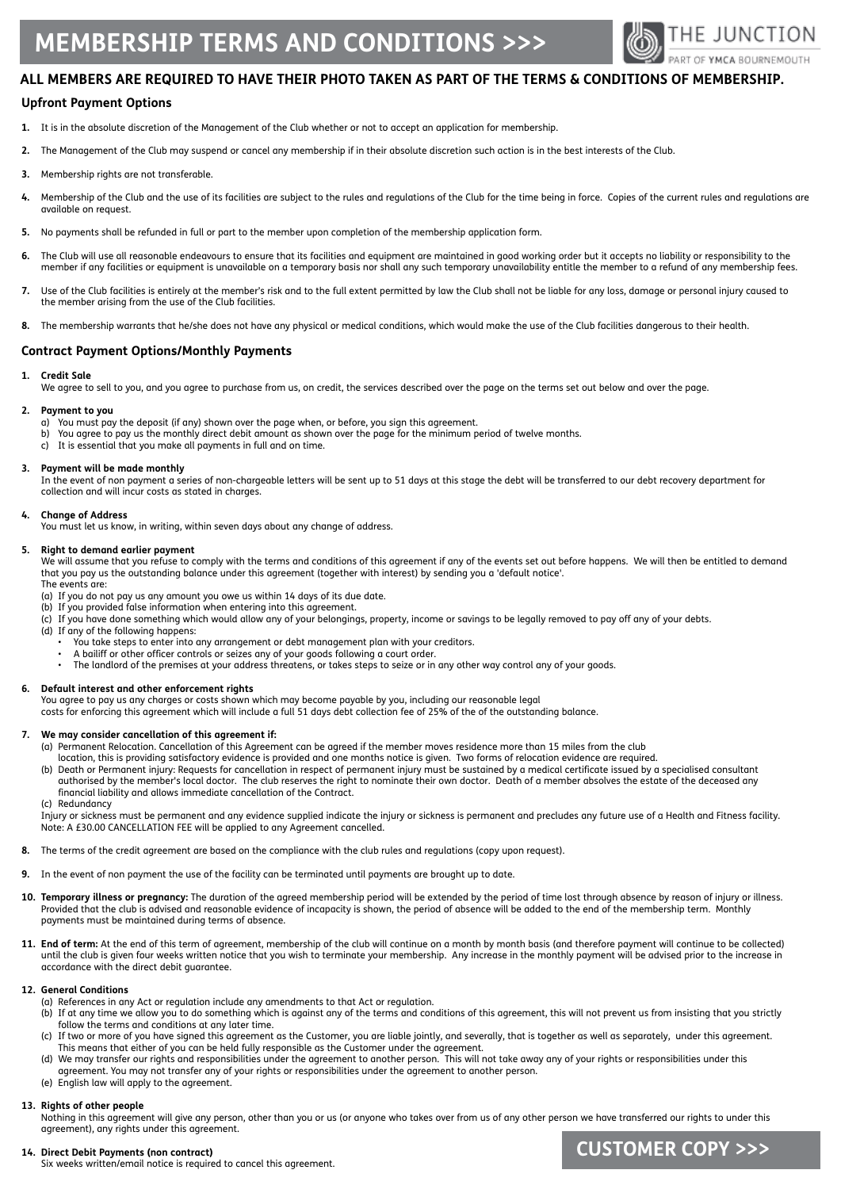# MEMBERSHIP TERMS AND CONDITIONS >>>

THE JUNCTION
PART OF YMCA BOURNEMOUTH

**ALL MEMBERS ARE REQUIRED TO HAVE THEIR PHOTO TAKEN AS PART OF THE TERMS & CONDITIONS OF MEMBERSHIP.**

## Upfront Payment Options

1. It is in the absolute discretion of the Management of the Club whether or not to accept an application for membership.
2. The Management of the Club may suspend or cancel any membership if in their absolute discretion such action is in the best interests of the Club.
3. Membership rights are not transferable.
4. Membership of the Club and the use of its facilities are subject to the rules and regulations of the Club for the time being in force. Copies of the current rules and regulations are available on request.
5. No payments shall be refunded in full or part to the member upon completion of the membership application form.
6. The Club will use all reasonable endeavours to ensure that its facilities and equipment are maintained in good working order but it accepts no liability or responsibility to the member if any facilities or equipment is unavailable on a temporary basis nor shall any such temporary unavailability entitle the member to a refund of any membership fees.
7. Use of the Club facilities is entirely at the member's risk and to the full extent permitted by law the Club shall not be liable for any loss, damage or personal injury caused to the member arising from the use of the Club facilities.
8. The membership warrants that he/she does not have any physical or medical conditions, which would make the use of the Club facilities dangerous to their health.

## Contract Payment Options/Monthly Payments

1. **Credit Sale**
   We agree to sell to you, and you agree to purchase from us, on credit, the services described over the page on the terms set out below and over the page.

2. **Payment to you**
   a) You must pay the deposit (if any) shown over the page when, or before, you sign this agreement.
   b) You agree to pay us the monthly direct debit amount as shown over the page for the minimum period of twelve months.
   c) It is essential that you make all payments in full and on time.

3. **Payment will be made monthly**
   In the event of non payment a series of non-chargeable letters will be sent up to 51 days at this stage the debt will be transferred to our debt recovery department for collection and will incur costs as stated in charges.

4. **Change of Address**
   You must let us know, in writing, within seven days about any change of address.

5. **Right to demand earlier payment**
   We will assume that you refuse to comply with the terms and conditions of this agreement if any of the events set out before happens. We will then be entitled to demand that you pay us the outstanding balance under this agreement (together with interest) by sending you a 'default notice'.
   The events are:
   (a) If you do not pay us any amount you owe us within 14 days of its due date.
   (b) If you provided false information when entering into this agreement.
   (c) If you have done something which would allow any of your belongings, property, income or savings to be legally removed to pay off any of your debts.
   (d) If any of the following happens:
   - You take steps to enter into any arrangement or debt management plan with your creditors.
   - A bailiff or other officer controls or seizes any of your goods following a court order.
   - The landlord of the premises at your address threatens, or takes steps to seize or in any other way control any of your goods.

6. **Default interest and other enforcement rights**
   You agree to pay us any charges or costs shown which may become payable by you, including our reasonable legal costs for enforcing this agreement which will include a full 51 days debt collection fee of 25% of the of the outstanding balance.

7. **We may consider cancellation of this agreement if:**
   (a) Permanent Relocation. Cancellation of this Agreement can be agreed if the member moves residence more than 15 miles from the club location, this is providing satisfactory evidence is provided and one months notice is given. Two forms of relocation evidence are required.
   (b) Death or Permanent injury: Requests for cancellation in respect of permanent injury must be sustained by a medical certificate issued by a specialised consultant authorised by the member's local doctor. The club reserves the right to nominate their own doctor. Death of a member absolves the estate of the deceased any financial liability and allows immediate cancellation of the Contract.
   (c) Redundancy
   Injury or sickness must be permanent and any evidence supplied indicate the injury or sickness is permanent and precludes any future use of a Health and Fitness facility.
   Note: A £30.00 CANCELLATION FEE will be applied to any Agreement cancelled.

8. The terms of the credit agreement are based on the compliance with the club rules and regulations (copy upon request).

9. In the event of non payment the use of the facility can be terminated until payments are brought up to date.

10. **Temporary illness or pregnancy:** The duration of the agreed membership period will be extended by the period of time lost through absence by reason of injury or illness. Provided that the club is advised and reasonable evidence of incapacity is shown, the period of absence will be added to the end of the membership term. Monthly payments must be maintained during terms of absence.

11. **End of term:** At the end of this term of agreement, membership of the club will continue on a month by month basis (and therefore payment will continue to be collected) until the club is given four weeks written notice that you wish to terminate your membership. Any increase in the monthly payment will be advised prior to the increase in accordance with the direct debit guarantee.

12. **General Conditions**
    (a) References in any Act or regulation include any amendments to that Act or regulation.
    (b) If at any time we allow you to do something which is against any of the terms and conditions of this agreement, this will not prevent us from insisting that you strictly follow the terms and conditions at any later time.
    (c) If two or more of you have signed this agreement as the Customer, you are liable jointly, and severally, that is together as well as separately, under this agreement. This means that either of you can be held fully responsible as the Customer under the agreement.
    (d) We may transfer our rights and responsibilities under the agreement to another person. This will not take away any of your rights or responsibilities under this agreement. You may not transfer any of your rights or responsibilities under the agreement to another person.
    (e) English law will apply to the agreement.

13. **Rights of other people**
    Nothing in this agreement will give any person, other than you or us (or anyone who takes over from us of any other person we have transferred our rights to under this agreement), any rights under this agreement.

14. **Direct Debit Payments (non contract)**
    Six weeks written/email notice is required to cancel this agreement.

**CUSTOMER COPY >>>**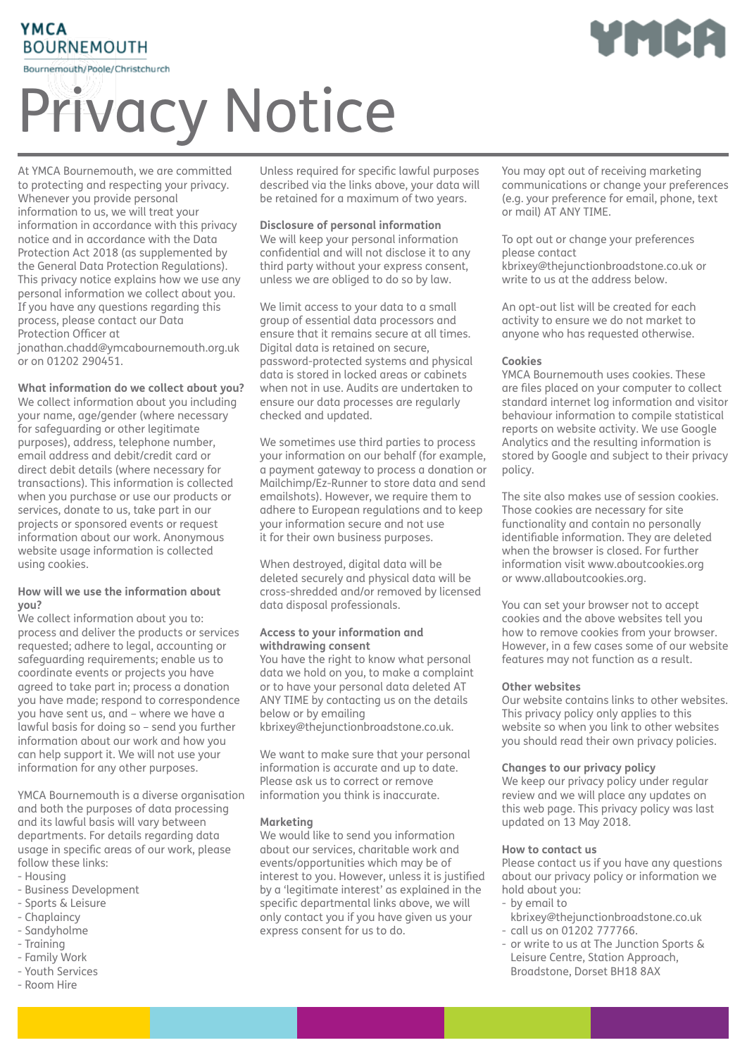YMCA BOURNEMOUTH

Bournemouth/Poole/Christchurch

# Privacy Notice

At YMCA Bournemouth, we are committed to protecting and respecting your privacy. Whenever you provide personal information to us, we will treat your information in accordance with this privacy notice and in accordance with the Data Protection Act 2018 (as supplemented by the General Data Protection Regulations). This privacy notice explains how we use any personal information we collect about you. If you have any questions regarding this process, please contact our Data Protection Officer at jonathan.chadd@ymcabournemouth.org.uk or on 01202 290451.

**What information do we collect about you?**
We collect information about you including your name, age/gender (where necessary for safeguarding or other legitimate purposes), address, telephone number, email address and debit/credit card or direct debit details (where necessary for transactions). This information is collected when you purchase or use our products or services, donate to us, take part in our projects or sponsored events or request information about our work. Anonymous website usage information is collected using cookies.

**How will we use the information about you?**
We collect information about you to: process and deliver the products or services requested; adhere to legal, accounting or safeguarding requirements; enable us to coordinate events or projects you have agreed to take part in; process a donation you have made; respond to correspondence you have sent us, and – where we have a lawful basis for doing so – send you further information about our work and how you can help support it. We will not use your information for any other purposes.

YMCA Bournemouth is a diverse organisation and both the purposes of data processing and its lawful basis will vary between departments. For details regarding data usage in specific areas of our work, please follow these links:
- Housing
- Business Development
- Sports & Leisure
- Chaplaincy
- Sandyholme
- Training
- Family Work
- Youth Services
- Room Hire

Unless required for specific lawful purposes described via the links above, your data will be retained for a maximum of two years.

**Disclosure of personal information**
We will keep your personal information confidential and will not disclose it to any third party without your express consent, unless we are obliged to do so by law.

We limit access to your data to a small group of essential data processors and ensure that it remains secure at all times. Digital data is retained on secure, password-protected systems and physical data is stored in locked areas or cabinets when not in use. Audits are undertaken to ensure our data processes are regularly checked and updated.

We sometimes use third parties to process your information on our behalf (for example, a payment gateway to process a donation or Mailchimp/Ez-Runner to store data and send emailshots). However, we require them to adhere to European regulations and to keep your information secure and not use it for their own business purposes.

When destroyed, digital data will be deleted securely and physical data will be cross-shredded and/or removed by licensed data disposal professionals.

**Access to your information and withdrawing consent**
You have the right to know what personal data we hold on you, to make a complaint or to have your personal data deleted AT ANY TIME by contacting us on the details below or by emailing kbrixey@thejunctionbroadstone.co.uk.

We want to make sure that your personal information is accurate and up to date. Please ask us to correct or remove information you think is inaccurate.

**Marketing**
We would like to send you information about our services, charitable work and events/opportunities which may be of interest to you. However, unless it is justified by a 'legitimate interest' as explained in the specific departmental links above, we will only contact you if you have given us your express consent for us to do.

You may opt out of receiving marketing communications or change your preferences (e.g. your preference for email, phone, text or mail) AT ANY TIME.

To opt out or change your preferences please contact kbrixey@thejunctionbroadstone.co.uk or write to us at the address below.

An opt-out list will be created for each activity to ensure we do not market to anyone who has requested otherwise.

**Cookies**
YMCA Bournemouth uses cookies. These are files placed on your computer to collect standard internet log information and visitor behaviour information to compile statistical reports on website activity. We use Google Analytics and the resulting information is stored by Google and subject to their privacy policy.

The site also makes use of session cookies. Those cookies are necessary for site functionality and contain no personally identifiable information. They are deleted when the browser is closed. For further information visit www.aboutcookies.org or www.allaboutcookies.org.

You can set your browser not to accept cookies and the above websites tell you how to remove cookies from your browser. However, in a few cases some of our website features may not function as a result.

**Other websites**
Our website contains links to other websites. This privacy policy only applies to this website so when you link to other websites you should read their own privacy policies.

**Changes to our privacy policy**
We keep our privacy policy under regular review and we will place any updates on this web page. This privacy policy was last updated on 13 May 2018.

**How to contact us**
Please contact us if you have any questions about our privacy policy or information we hold about you:
- by email to kbrixey@thejunctionbroadstone.co.uk
- call us on 01202 777766.
- or write to us at The Junction Sports & Leisure Centre, Station Approach, Broadstone, Dorset BH18 8AX